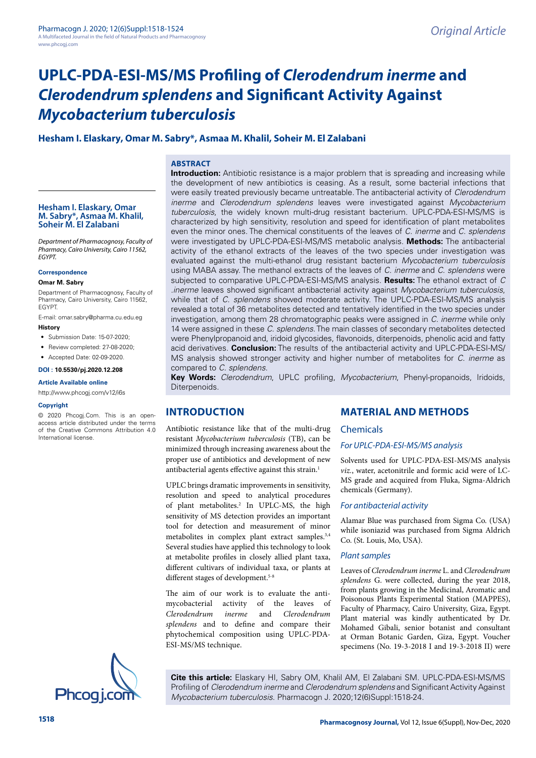# UPLC-PDA-ESI-MS/MS Profiling of *Clerodendrum inerme* and *Clerodendrum splendens* and Significant Activity Against *Mycobacterium tuberculosis*

**Hesham I. Elaskary, Omar M. Sabry*, Asmaa M. Khalil, Soheir M. El Zalabani**

**Hesham I. Elaskary, Omar M. Sabry*, Asmaa M. Khalil, Soheir M. El Zalabani**

*Department of Pharmacognosy, Faculty of Pharmacy, Cairo University, Cairo 11562, EGYPT.*

**Correspondence**

**Omar M. Sabry**

Department of Pharmacognosy, Faculty of Pharmacy, Cairo University, Cairo 11562, EGYPT.

E-mail: omar.sabry@pharma.cu.edu.eg

**History**

- Submission Date: 15-07-2020;
- Review completed: 27-08-2020;
- Accepted Date: 02-09-2020.

**DOI : 10.5530/pj.2020.12.208**

**Article Available online**

http://www.phcogj.com/v12/i6s

**Copyright**

© 2020 Phcogj.Com. This is an open-access article distributed under the terms of the Creative Commons Attribution 4.0 International license.

## ABSTRACT

**Introduction:** Antibiotic resistance is a major problem that is spreading and increasing while the development of new antibiotics is ceasing. As a result, some bacterial infections that were easily treated previously became untreatable. The antibacterial activity of *Clerodendrum inerme* and *Clerodendrum splendens* leaves were investigated against *Mycobacterium tuberculosis*, the widely known multi-drug resistant bacterium. UPLC-PDA-ESI-MS/MS is characterized by high sensitivity, resolution and speed for identification of plant metabolites even the minor ones. The chemical constituents of the leaves of *C. inerme* and *C. splendens* were investigated by UPLC-PDA-ESI-MS/MS metabolic analysis. **Methods:** The antibacterial activity of the ethanol extracts of the leaves of the two species under investigation was evaluated against the multi-ethanol drug resistant bacterium *Mycobacterium tuberculosis* using MABA assay. The methanol extracts of the leaves of *C. inerme* and *C. splendens* were subjected to comparative UPLC-PDA-ESI-MS/MS analysis. **Results:** The ethanol extract of *C .inerme* leaves showed significant antibacterial activity against *Mycobacterium tuberculosis*, while that of *C. splendens* showed moderate activity. The UPLC-PDA-ESI-MS/MS analysis revealed a total of 36 metabolites detected and tentatively identified in the two species under investigation, among them 28 chromatographic peaks were assigned in *C. inerme* while only 14 were assigned in these *C. splendens*. The main classes of secondary metabolites detected were Phenylpropanoid and, iridoid glycosides, flavonoids, diterpenoids, phenolic acid and fatty acid derivatives. **Conclusion:** The results of the antibacterial activity and UPLC-PDA-ESI-MS/MS analysis showed stronger activity and higher number of metabolites for *C. inerme* as compared to *C. splendens*.

**Key Words:** *Clerodendrum*, UPLC profiling, *Mycobacterium*, Phenyl-propanoids, Iridoids, Diterpenoids.

## INTRODUCTION

Antibiotic resistance like that of the multi-drug resistant *Mycobacterium tuberculosis* (TB), can be minimized through increasing awareness about the proper use of antibiotics and development of new antibacterial agents effective against this strain.[1]

UPLC brings dramatic improvements in sensitivity, resolution and speed to analytical procedures of plant metabolites.[2] In UPLC-MS, the high sensitivity of MS detection provides an important tool for detection and measurement of minor metabolites in complex plant extract samples.[3,4] Several studies have applied this technology to look at metabolite profiles in closely allied plant taxa, different cultivars of individual taxa, or plants at different stages of development.[5-8]

The aim of our work is to evaluate the anti-mycobacterial activity of the leaves of *Clerodendrum inerme* and *Clerodendrum splendens* and to define and compare their phytochemical composition using UPLC-PDA-ESI-MS/MS technique.

## MATERIAL AND METHODS

### Chemicals

#### For UPLC-PDA-ESI-MS/MS analysis

Solvents used for UPLC-PDA-ESI-MS/MS analysis *viz.*, water, acetonitrile and formic acid were of LC-MS grade and acquired from Fluka, Sigma-Aldrich chemicals (Germany).

#### For antibacterial activity

Alamar Blue was purchased from Sigma Co. (USA) while isoniazid was purchased from Sigma Aldrich Co. (St. Louis, Mo, USA).

#### Plant samples

Leaves of *Clerodendrum inerme* L. and *Clerodendrum splendens* G. were collected, during the year 2018, from plants growing in the Medicinal, Aromatic and Poisonous Plants Experimental Station (MAPPES), Faculty of Pharmacy, Cairo University, Giza, Egypt. Plant material was kindly authenticated by Dr. Mohamed Gibali, senior botanist and consultant at Orman Botanic Garden, Giza, Egypt. Voucher specimens (No. 19-3-2018 I and 19-3-2018 II) were

**Cite this article:** Elaskary HI, Sabry OM, Khalil AM, El Zalabani SM. UPLC-PDA-ESI-MS/MS Profiling of *Clerodendrum inerme* and *Clerodendrum splendens* and Significant Activity Against *Mycobacterium tuberculosis*. Pharmacogn J. 2020;12(6)Suppl:1518-24.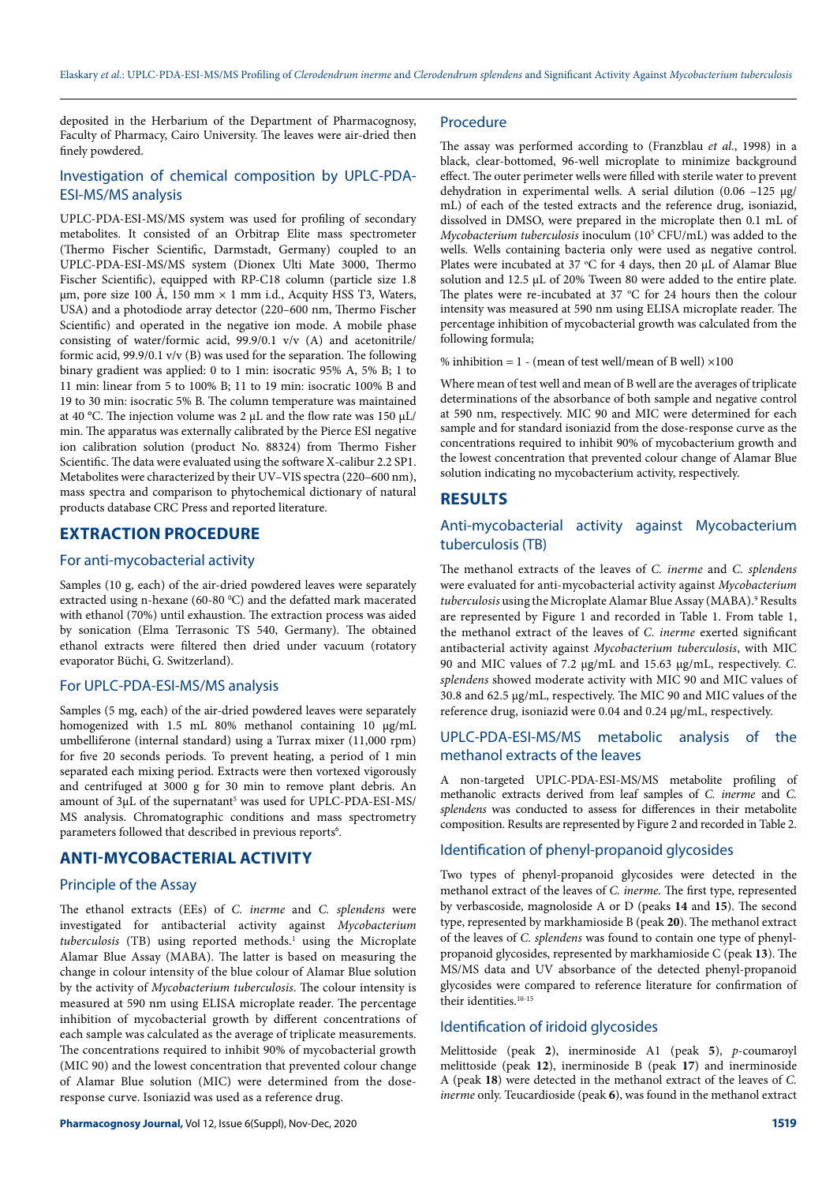deposited in the Herbarium of the Department of Pharmacognosy, Faculty of Pharmacy, Cairo University. The leaves were air-dried then finely powdered.

### Investigation of chemical composition by UPLC-PDA-ESI-MS/MS analysis

UPLC-PDA-ESI-MS/MS system was used for profiling of secondary metabolites. It consisted of an Orbitrap Elite mass spectrometer (Thermo Fischer Scientific, Darmstadt, Germany) coupled to an UPLC-PDA-ESI-MS/MS system (Dionex Ulti Mate 3000, Thermo Fischer Scientific), equipped with RP-C18 column (particle size 1.8 µm, pore size 100 Å, 150 mm × 1 mm i.d., Acquity HSS T3, Waters, USA) and a photodiode array detector (220–600 nm, Thermo Fischer Scientific) and operated in the negative ion mode. A mobile phase consisting of water/formic acid, 99.9/0.1 v/v (A) and acetonitrile/formic acid, 99.9/0.1 v/v (B) was used for the separation. The following binary gradient was applied: 0 to 1 min: isocratic 95% A, 5% B; 1 to 11 min: linear from 5 to 100% B; 11 to 19 min: isocratic 100% B and 19 to 30 min: isocratic 5% B. The column temperature was maintained at 40 °C. The injection volume was 2 µL and the flow rate was 150 µL/min. The apparatus was externally calibrated by the Pierce ESI negative ion calibration solution (product No. 88324) from Thermo Fisher Scientific. The data were evaluated using the software X-calibur 2.2 SP1. Metabolites were characterized by their UV–VIS spectra (220–600 nm), mass spectra and comparison to phytochemical dictionary of natural products database CRC Press and reported literature.

## EXTRACTION PROCEDURE

### For anti-mycobacterial activity

Samples (10 g, each) of the air-dried powdered leaves were separately extracted using n-hexane (60-80 °C) and the defatted mark macerated with ethanol (70%) until exhaustion. The extraction process was aided by sonication (Elma Terrasonic TS 540, Germany). The obtained ethanol extracts were filtered then dried under vacuum (rotatory evaporator Büchi, G. Switzerland).

### For UPLC-PDA-ESI-MS/MS analysis

Samples (5 mg, each) of the air-dried powdered leaves were separately homogenized with 1.5 mL 80% methanol containing 10 µg/mL umbelliferone (internal standard) using a Turrax mixer (11,000 rpm) for five 20 seconds periods. To prevent heating, a period of 1 min separated each mixing period. Extracts were then vortexed vigorously and centrifuged at 3000 g for 30 min to remove plant debris. An amount of 3µL of the supernatant[5] was used for UPLC-PDA-ESI-MS/MS analysis. Chromatographic conditions and mass spectrometry parameters followed that described in previous reports[6].

## ANTI-MYCOBACTERIAL ACTIVITY

### Principle of the Assay

The ethanol extracts (EEs) of *C. inerme* and *C. splendens* were investigated for antibacterial activity against *Mycobacterium tuberculosis* (TB) using reported methods.[1] using the Microplate Alamar Blue Assay (MABA). The latter is based on measuring the change in colour intensity of the blue colour of Alamar Blue solution by the activity of *Mycobacterium tuberculosis*. The colour intensity is measured at 590 nm using ELISA microplate reader. The percentage inhibition of mycobacterial growth by different concentrations of each sample was calculated as the average of triplicate measurements. The concentrations required to inhibit 90% of mycobacterial growth (MIC 90) and the lowest concentration that prevented colour change of Alamar Blue solution (MIC) were determined from the dose-response curve. Isoniazid was used as a reference drug.

### Procedure

The assay was performed according to (Franzblau *et al*., 1998) in a black, clear-bottomed, 96-well microplate to minimize background effect. The outer perimeter wells were filled with sterile water to prevent dehydration in experimental wells. A serial dilution (0.06 –125 µg/mL) of each of the tested extracts and the reference drug, isoniazid, dissolved in DMSO, were prepared in the microplate then 0.1 mL of *Mycobacterium tuberculosis* inoculum ($10^5$ CFU/mL) was added to the wells. Wells containing bacteria only were used as negative control. Plates were incubated at 37 °C for 4 days, then 20 µL of Alamar Blue solution and 12.5 µL of 20% Tween 80 were added to the entire plate. The plates were re-incubated at 37 °C for 24 hours then the colour intensity was measured at 590 nm using ELISA microplate reader. The percentage inhibition of mycobacterial growth was calculated from the following formula;

$$\% \text{ inhibition} = 1 - (\text{mean of test well}/\text{mean of B well}) \times 100$$

Where mean of test well and mean of B well are the averages of triplicate determinations of the absorbance of both sample and negative control at 590 nm, respectively. MIC 90 and MIC were determined for each sample and for standard isoniazid from the dose-response curve as the concentrations required to inhibit 90% of mycobacterium growth and the lowest concentration that prevented colour change of Alamar Blue solution indicating no mycobacterium activity, respectively.

## RESULTS

### Anti-mycobacterial activity against Mycobacterium tuberculosis (TB)

The methanol extracts of the leaves of *C. inerme* and *C. splendens* were evaluated for anti-mycobacterial activity against *Mycobacterium tuberculosis* using the Microplate Alamar Blue Assay (MABA).[9] Results are represented by Figure 1 and recorded in Table 1. From table 1, the methanol extract of the leaves of *C. inerme* exerted significant antibacterial activity against *Mycobacterium tuberculosis*, with MIC 90 and MIC values of 7.2 µg/mL and 15.63 µg/mL, respectively. *C. splendens* showed moderate activity with MIC 90 and MIC values of 30.8 and 62.5 µg/mL, respectively. The MIC 90 and MIC values of the reference drug, isoniazid were 0.04 and 0.24 µg/mL, respectively.

### UPLC-PDA-ESI-MS/MS metabolic analysis of the methanol extracts of the leaves

A non-targeted UPLC-PDA-ESI-MS/MS metabolite profiling of methanolic extracts derived from leaf samples of *C. inerme* and *C. splendens* was conducted to assess for differences in their metabolite composition. Results are represented by Figure 2 and recorded in Table 2.

### Identification of phenyl-propanoid glycosides

Two types of phenyl-propanoid glycosides were detected in the methanol extract of the leaves of *C. inerme*. The first type, represented by verbascoside, magnoloside A or D (peaks **14** and **15**). The second type, represented by markhamioside B (peak **20**). The methanol extract of the leaves of *C. splendens* was found to contain one type of phenyl-propanoid glycosides, represented by markhamioside C (peak **13**). The MS/MS data and UV absorbance of the detected phenyl-propanoid glycosides were compared to reference literature for confirmation of their identities.[10-15]

### Identification of iridoid glycosides

Melittoside (peak **2**), inerminoside A1 (peak **5**), *p*-coumaroyl melittoside (peak **12**), inerminoside B (peak **17**) and inerminoside A (peak **18**) were detected in the methanol extract of the leaves of *C. inerme* only. Teucardioside (peak **6**), was found in the methanol extract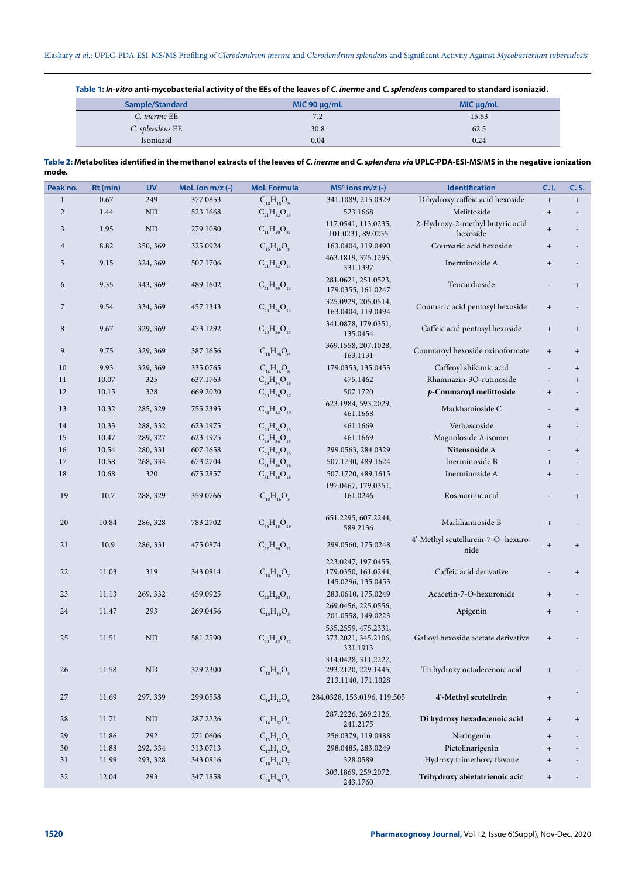**Table 1:** ***In-vitro*** **anti-mycobacterial activity of the EEs of the leaves of** ***C. inerme*** **and** ***C. splendens*** **compared to standard isoniazid.**

| Sample/Standard | MIC 90 µg/mL | MIC µg/mL |
|---|---|---|
| *C. inerme* EE | 7.2 | 15.63 |
| *C. splendens* EE | 30.8 | 62.5 |
| Isoniazid | 0.04 | 0.24 |

**Table 2: Metabolites identified in the methanol extracts of the leaves of** ***C. inerme*** **and** ***C. splendens via*** **UPLC-PDA-ESI-MS/MS in the negative ionization mode.**

| Peak no. | Rt (min) | UV | Mol. ion m/z (-) | Mol. Formula | MS$^n$ ions m/z (-) | Identification | C. I. | C. S. |
|---|---|---|---|---|---|---|---|---|
| 1 | 0.67 | 249 | 377.0853 | $C_{18}H_{18}O_9$ | 341.1089, 215.0329 | Dihydroxy caffeic acid hexoside | + | + |
| 2 | 1.44 | ND | 523.1668 | $C_{21}H_{32}O_{15}$ | 523.1668 | Melittoside | + | - |
| 3 | 1.95 | ND | 279.1080 | $C_{11}H_{20}O_{81}$ | 117.0541, 113.0235, 101.0231, 89.0235 | 2-Hydroxy-2-methyl butyric acid hexoside | + | - |
| 4 | 8.82 | 350, 369 | 325.0924 | $C_{15}H_{16}O_8$ | 163.0404, 119.0490 | Coumaric acid hexoside | + | - |
| 5 | 9.15 | 324, 369 | 507.1706 | $C_{21}H_{32}O_{14}$ | 463.1819, 375.1295, 331.1397 | Inerminoside A | + | - |
| 6 | 9.35 | 343, 369 | 489.1602 | $C_{21}H_{30}O_{13}$ | 281.0621, 251.0523, 179.0355, 161.0247 | Teucardioside | - | + |
| 7 | 9.54 | 334, 369 | 457.1343 | $C_{20}H_{26}O_{12}$ | 325.0929, 205.0514, 163.0404, 119.0494 | Coumaric acid pentosyl hexoside | + | - |
| 8 | 9.67 | 329, 369 | 473.1292 | $C_{20}H_{26}O_{13}$ | 341.0878, 179.0351, 135.0454 | Caffeic acid pentosyl hexoside | + | + |
| 9 | 9.75 | 329, 369 | 387.1656 | $C_{18}H_{28}O_9$ | 369.1558, 207.1028, 163.1131 | Coumaroyl hexoside oxinoformate | + | + |
| 10 | 9.93 | 329, 369 | 335.0765 | $C_{16}H_{16}O_8$ | 179.0353, 135.0453 | Caffeoyl shikimic acid | - | + |
| 11 | 10.07 | 325 | 637.1763 | $C_{29}H_{34}O_{16}$ | 475.1462 | Rhamnazin-3O-rutinoside | - | + |
| 12 | 10.15 | 328 | 669.2020 | $C_{30}H_{38}O_{17}$ | 507.1720 | ***p*-Coumaroyl melittoside** | + | - |
| 13 | 10.32 | 285, 329 | 755.2395 | $C_{34}H_{44}O_{19}$ | 623.1984, 593.2029, 461.1668 | Markhamioside C | - | + |
| 14 | 10.33 | 288, 332 | 623.1975 | $C_{29}H_{36}O_{15}$ | 461.1669 | Verbascoside | + | - |
| 15 | 10.47 | 289, 327 | 623.1975 | $C_{29}H_{36}O_{15}$ | 461.1669 | Magnoloside A isomer | + | - |
| 16 | 10.54 | 280, 331 | 607.1658 | $C_{28}H_{32}O_{15}$ | 299.0563, 284.0329 | **Nitensoside** A | - | + |
| 17 | 10.58 | 268, 334 | 673.2704 | $C_{31}H_{46}O_{16}$ | 507.1730, 489.1624 | Inerminoside B | + | - |
| 18 | 10.68 | 320 | 675.2857 | $C_{31}H_{48}O_{16}$ | 507.1720, 489.1615 | Inerminoside A | + | - |
| 19 | 10.7 | 288, 329 | 359.0766 | $C_{18}H_{16}O_8$ | 197.0467, 179.0351, 161.0246 | Rosmarinic acid | - | + |
| 20 | 10.84 | 286, 328 | 783.2702 | $C_{36}H_{48}O_{19}$ | 651.2295, 607.2244, 589.2136 | Markhamioside B | + | - |
| 21 | 10.9 | 286, 331 | 475.0874 | $C_{22}H_{20}O_{12}$ | 299.0560, 175.0248 | 4'-Methyl scutellarein-7-O- hexuronide | + | + |
| 22 | 11.03 | 319 | 343.0814 | $C_{18}H_{16}O_7$ | 223.0247, 197.0455, 179.0350, 161.0244, 145.0296, 135.0453 | Caffeic acid derivative | - | + |
| 23 | 11.13 | 269, 332 | 459.0925 | $C_{22}H_{20}O_{11}$ | 283.0610, 175.0249 | Acacetin-7-O-hexuronide | + | - |
| 24 | 11.47 | 293 | 269.0456 | $C_{15}H_{10}O_5$ | 269.0456, 225.0556, 201.0558, 149.0223 | Apigenin | + | - |
| 25 | 11.51 | ND | 581.2590 | $C_{29}H_{42}O_{12}$ | 535.2559, 475.2331, 373.2021, 345.2106, 331.1913 | Galloyl hexoside acetate derivative | + | - |
| 26 | 11.58 | ND | 329.2300 | $C_{18}H_{34}O_5$ | 314.0428, 311.2227, 293.2120, 229.1445, 213.1140, 171.1028 | Tri hydroxy octadecenoic acid | + | - |
| 27 | 11.69 | 297, 339 | 299.0558 | $C_{16}H_{12}O_6$ | 284.0328, 153.0196, 119.505 | **4'-Methyl scutellrei**n | + | - |
| 28 | 11.71 | ND | 287.2226 | $C_{16}H_{32}O_4$ | 287.2226, 269.2126, 241.2175 | **Di hydroxy hexadecenoic aci**d | + | + |
| 29 | 11.86 | 292 | 271.0606 | $C_{15}H_{12}O_5$ | 256.0379, 119.0488 | Naringenin | + | - |
| 30 | 11.88 | 292, 334 | 313.0713 | $C_{17}H_{14}O_6$ | 298.0485, 283.0249 | Pictolinarigenin | + | - |
| 31 | 11.99 | 293, 328 | 343.0816 | $C_{18}H_{16}O_7$ | 328.0589 | Hydroxy trimethoxy flavone | + | - |
| 32 | 12.04 | 293 | 347.1858 | $C_{20}H_{28}O_5$ | 303.1869, 259.2072, 243.1760 | **Trihydroxy abietatrienoic aci**d | + | - |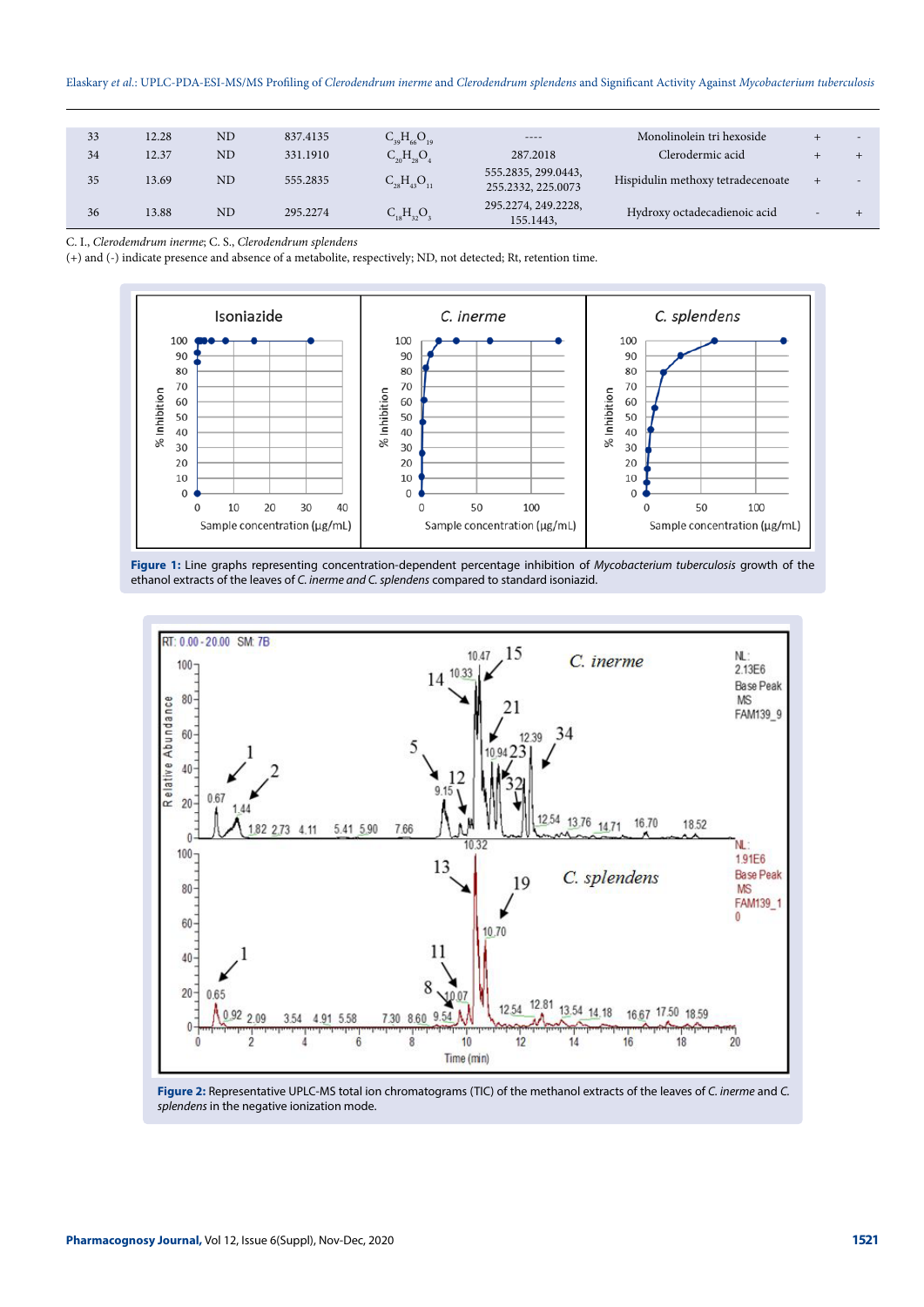| 33 | 12.28 | ND | 837.4135 | $C_{39}H_{66}O_{19}$ | ---- | Monolinolein tri hexoside | + | - |
|---|---|---|---|---|---|---|---|---|
| 34 | 12.37 | ND | 331.1910 | $C_{20}H_{28}O_{4}$ | 287.2018 | Clerodermic acid | + | + |
| 35 | 13.69 | ND | 555.2835 | $C_{28}H_{43}O_{11}$ | 555.2835, 299.0443, 255.2332, 225.0073 | Hispidulin methoxy tetradecenoate | + | - |
| 36 | 13.88 | ND | 295.2274 | $C_{18}H_{32}O_{3}$ | 295.2274, 249.2228, 155.1443, | Hydroxy octadecadienoic acid | - | + |

C. I., *Clerodemdrum inerme*; C. S., *Clerodendrum splendens*

(+) and (-) indicate presence and absence of a metabolite, respectively; ND, not detected; Rt, retention time.

**Figure 1:** Line graphs representing concentration-dependent percentage inhibition of *Mycobacterium tuberculosis* growth of the ethanol extracts of the leaves of *C. inerme and C. splendens* compared to standard isoniazid.

**Figure 2:** Representative UPLC-MS total ion chromatograms (TIC) of the methanol extracts of the leaves of *C. inerme* and *C. splendens* in the negative ionization mode.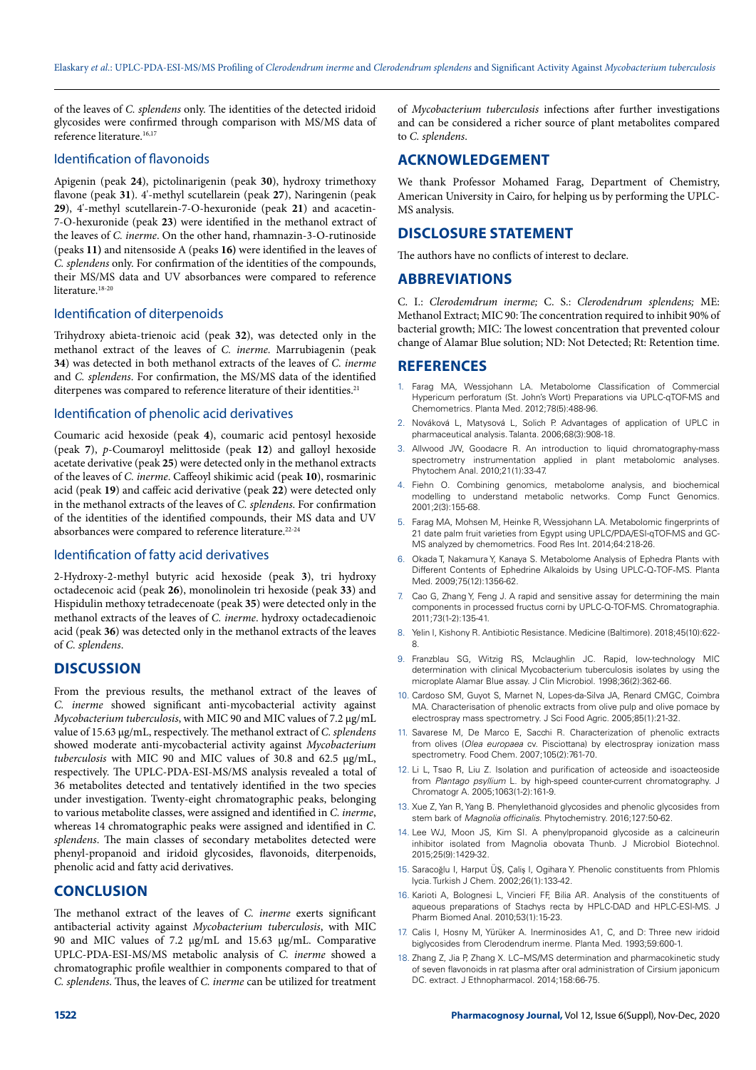of the leaves of *C. splendens* only. The identities of the detected iridoid glycosides were confirmed through comparison with MS/MS data of reference literature.[16,17]

### Identification of flavonoids

Apigenin (peak **24**), pictolinarigenin (peak **30**), hydroxy trimethoxy flavone (peak **31**). 4'-methyl scutellarein (peak **27**), Naringenin (peak **29**), 4'-methyl scutellarein-7-O-hexuronide (peak **21**) and acacetin-7-O-hexuronide (peak **23**) were identified in the methanol extract of the leaves of *C. inerme*. On the other hand, rhamnazin-3-O-rutinoside (peaks **11)** and nitensoside A (peaks **16)** were identified in the leaves of *C. splendens* only. For confirmation of the identities of the compounds, their MS/MS data and UV absorbances were compared to reference literature.[18-20]

### Identification of diterpenoids

Trihydroxy abieta-trienoic acid (peak **32**), was detected only in the methanol extract of the leaves of *C. inerme*. Marrubiagenin (peak **34**) was detected in both methanol extracts of the leaves of *C. inerme* and *C. splendens*. For confirmation, the MS/MS data of the identified diterpenes was compared to reference literature of their identities.[21]

### Identification of phenolic acid derivatives

Coumaric acid hexoside (peak **4**), coumaric acid pentosyl hexoside (peak **7**), *p*-Coumaroyl melittoside (peak **12**) and galloyl hexoside acetate derivative (peak **25**) were detected only in the methanol extracts of the leaves of *C. inerme*. Caffeoyl shikimic acid (peak **10**), rosmarinic acid (peak **19**) and caffeic acid derivative (peak **22**) were detected only in the methanol extracts of the leaves of *C. splendens*. For confirmation of the identities of the identified compounds, their MS data and UV absorbances were compared to reference literature.[22-24]

### Identification of fatty acid derivatives

2-Hydroxy-2-methyl butyric acid hexoside (peak **3**), tri hydroxy octadecenoic acid (peak **26**), monolinolein tri hexoside (peak **33**) and Hispidulin methoxy tetradecenoate (peak **35**) were detected only in the methanol extracts of the leaves of *C. inerme*. hydroxy octadecadienoic acid (peak **36**) was detected only in the methanol extracts of the leaves of *C. splendens*.

## DISCUSSION

From the previous results, the methanol extract of the leaves of *C. inerme* showed significant anti-mycobacterial activity against *Mycobacterium tuberculosis*, with MIC 90 and MIC values of 7.2 μg/mL value of 15.63 μg/mL, respectively. The methanol extract of *C. splendens* showed moderate anti-mycobacterial activity against *Mycobacterium tuberculosis* with MIC 90 and MIC values of 30.8 and 62.5 μg/mL, respectively. The UPLC-PDA-ESI-MS/MS analysis revealed a total of 36 metabolites detected and tentatively identified in the two species under investigation. Twenty-eight chromatographic peaks, belonging to various metabolite classes, were assigned and identified in *C. inerme*, whereas 14 chromatographic peaks were assigned and identified in *C. splendens*. The main classes of secondary metabolites detected were phenyl-propanoid and iridoid glycosides, flavonoids, diterpenoids, phenolic acid and fatty acid derivatives.

## CONCLUSION

The methanol extract of the leaves of *C. inerme* exerts significant antibacterial activity against *Mycobacterium tuberculosis*, with MIC 90 and MIC values of 7.2 μg/mL and 15.63 μg/mL. Comparative UPLC-PDA-ESI-MS/MS metabolic analysis of *C. inerme* showed a chromatographic profile wealthier in components compared to that of *C. splendens*. Thus, the leaves of *C. inerme* can be utilized for treatment of *Mycobacterium tuberculosis* infections after further investigations and can be considered a richer source of plant metabolites compared to *C. splendens*.

## ACKNOWLEDGEMENT

We thank Professor Mohamed Farag, Department of Chemistry, American University in Cairo, for helping us by performing the UPLC-MS analysis.

## DISCLOSURE STATEMENT

The authors have no conflicts of interest to declare.

## ABBREVIATIONS

C. I.: *Clerodemdrum inerme;* C. S.: *Clerodendrum splendens;* ME: Methanol Extract; MIC 90: The concentration required to inhibit 90% of bacterial growth; MIC: The lowest concentration that prevented colour change of Alamar Blue solution; ND: Not Detected; Rt: Retention time.

## REFERENCES

1. Farag MA, Wessjohann LA. Metabolome Classification of Commercial Hypericum perforatum (St. John's Wort) Preparations via UPLC-qTOF-MS and Chemometrics. Planta Med. 2012;78(5):488-96.
2. Nováková L, Matysová L, Solich P. Advantages of application of UPLC in pharmaceutical analysis. Talanta. 2006;68(3):908-18.
3. Allwood JW, Goodacre R. An introduction to liquid chromatography-mass spectrometry instrumentation applied in plant metabolomic analyses. Phytochem Anal. 2010;21(1):33-47.
4. Fiehn O. Combining genomics, metabolome analysis, and biochemical modelling to understand metabolic networks. Comp Funct Genomics. 2001;2(3):155-68.
5. Farag MA, Mohsen M, Heinke R, Wessjohann LA. Metabolomic fingerprints of 21 date palm fruit varieties from Egypt using UPLC/PDA/ESI-qTOF-MS and GC-MS analyzed by chemometrics. Food Res Int. 2014;64:218-26.
6. Okada T, Nakamura Y, Kanaya S. Metabolome Analysis of Ephedra Plants with Different Contents of Ephedrine Alkaloids by Using UPLC-Q-TOF-MS. Planta Med. 2009;75(12):1356-62.
7. Cao G, Zhang Y, Feng J. A rapid and sensitive assay for determining the main components in processed fructus corni by UPLC-Q-TOF-MS. Chromatographia. 2011;73(1-2):135-41.
8. Yelin I, Kishony R. Antibiotic Resistance. Medicine (Baltimore). 2018;45(10):622-8.
9. Franzblau SG, Witzig RS, Mclaughlin JC. Rapid, low-technology MIC determination with clinical Mycobacterium tuberculosis isolates by using the microplate Alamar Blue assay. J Clin Microbiol. 1998;36(2):362-66.
10. Cardoso SM, Guyot S, Marnet N, Lopes-da-Silva JA, Renard CMGC, Coimbra MA. Characterisation of phenolic extracts from olive pulp and olive pomace by electrospray mass spectrometry. J Sci Food Agric. 2005;85(1):21-32.
11. Savarese M, De Marco E, Sacchi R. Characterization of phenolic extracts from olives (*Olea europaea* cv. Pisciottana) by electrospray ionization mass spectrometry. Food Chem. 2007;105(2):761-70.
12. Li L, Tsao R, Liu Z. Isolation and purification of acteoside and isoacteoside from *Plantago psyllium* L. by high-speed counter-current chromatography. J Chromatogr A. 2005;1063(1-2):161-9.
13. Xue Z, Yan R, Yang B. Phenylethanoid glycosides and phenolic glycosides from stem bark of *Magnolia officinalis*. Phytochemistry. 2016;127:50-62.
14. Lee WJ, Moon JS, Kim SI. A phenylpropanoid glycoside as a calcineurin inhibitor isolated from Magnolia obovata Thunb. J Microbiol Biotechnol. 2015;25(9):1429-32.
15. Saracoğlu I, Harput ÜŞ, Çaliş I, Ogihara Y. Phenolic constituents from Phlomis lycia. Turkish J Chem. 2002;26(1):133-42.
16. Karioti A, Bolognesi L, Vincieri FF, Bilia AR. Analysis of the constituents of aqueous preparations of Stachys recta by HPLC-DAD and HPLC-ESI-MS. J Pharm Biomed Anal. 2010;53(1):15-23.
17. Calis I, Hosny M, Yürüker A. Inerminosides A1, C, and D: Three new iridoid biglycosides from Clerodendrum inerme. Planta Med. 1993;59:600-1.
18. Zhang Z, Jia P, Zhang X. LC–MS/MS determination and pharmacokinetic study of seven flavonoids in rat plasma after oral administration of Cirsium japonicum DC. extract. J Ethnopharmacol. 2014;158:66-75.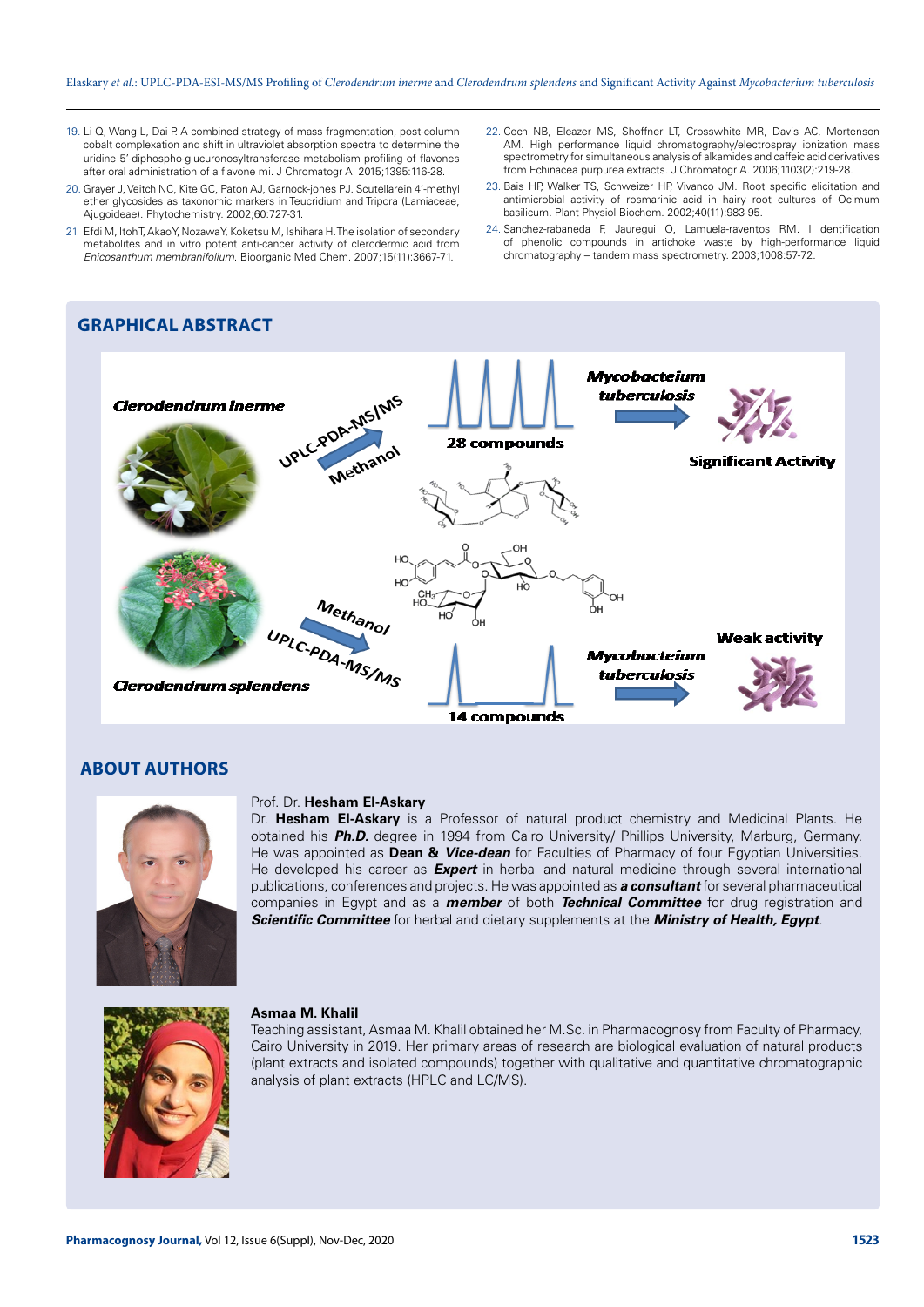19. Li Q, Wang L, Dai P. A combined strategy of mass fragmentation, post-column cobalt complexation and shift in ultraviolet absorption spectra to determine the uridine 5'-diphospho-glucuronosyltransferase metabolism profiling of flavones after oral administration of a flavone mi. J Chromatogr A. 2015;1395:116-28.
20. Grayer J, Veitch NC, Kite GC, Paton AJ, Garnock-jones PJ. Scutellarein 4'-methyl ether glycosides as taxonomic markers in Teucridium and Tripora (Lamiaceae, Ajugoideae). Phytochemistry. 2002;60:727-31.
21. Efdi M, Itoh T, Akao Y, Nozawa Y, Koketsu M, Ishihara H. The isolation of secondary metabolites and in vitro potent anti-cancer activity of clerodermic acid from *Enicosanthum membranifolium*. Bioorganic Med Chem. 2007;15(11):3667-71.
22. Cech NB, Eleazer MS, Shoffner LT, Crosswhite MR, Davis AC, Mortenson AM. High performance liquid chromatography/electrospray ionization mass spectrometry for simultaneous analysis of alkamides and caffeic acid derivatives from Echinacea purpurea extracts. J Chromatogr A. 2006;1103(2):219-28.
23. Bais HP, Walker TS, Schweizer HP, Vivanco JM. Root specific elicitation and antimicrobial activity of rosmarinic acid in hairy root cultures of Ocimum basilicum. Plant Physiol Biochem. 2002;40(11):983-95.
24. Sanchez-rabaneda F, Jauregui O, Lamuela-raventos RM. I dentification of phenolic compounds in artichoke waste by high-performance liquid chromatography – tandem mass spectrometry. 2003;1008:57-72.

## GRAPHICAL ABSTRACT

## ABOUT AUTHORS

**Prof. Dr. Hesham El-Askary**

Dr. **Hesham El-Askary** is a Professor of natural product chemistry and Medicinal Plants. He obtained his ***Ph.D.*** degree in 1994 from Cairo University/ Phillips University, Marburg, Germany. He was appointed as **Dean &** ***Vice-dean*** for Faculties of Pharmacy of four Egyptian Universities. He developed his career as ***Expert*** in herbal and natural medicine through several international publications, conferences and projects. He was appointed as ***a consultant*** for several pharmaceutical companies in Egypt and as a ***member*** of both ***Technical Committee*** for drug registration and ***Scientific Committee*** for herbal and dietary supplements at the ***Ministry of Health, Egypt***.

**Asmaa M. Khalil**

Teaching assistant, Asmaa M. Khalil obtained her M.Sc. in Pharmacognosy from Faculty of Pharmacy, Cairo University in 2019. Her primary areas of research are biological evaluation of natural products (plant extracts and isolated compounds) together with qualitative and quantitative chromatographic analysis of plant extracts (HPLC and LC/MS).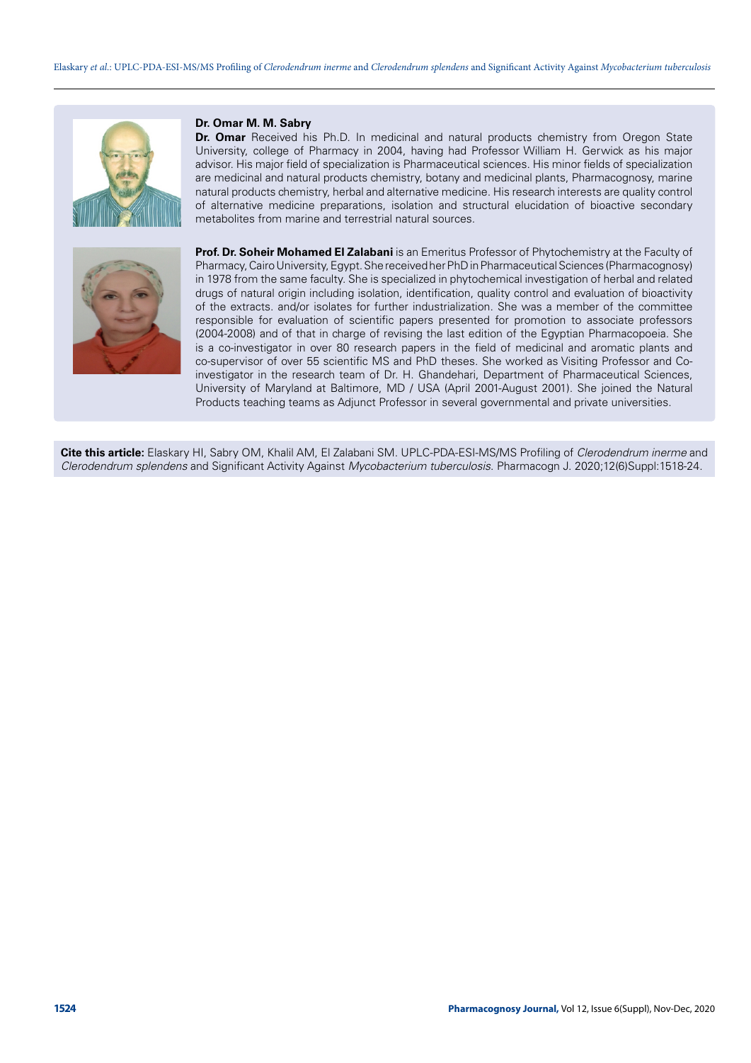**Dr. Omar M. M. Sabry**

**Dr. Omar** Received his Ph.D. In medicinal and natural products chemistry from Oregon State University, college of Pharmacy in 2004, having had Professor William H. Gerwick as his major advisor. His major field of specialization is Pharmaceutical sciences. His minor fields of specialization are medicinal and natural products chemistry, botany and medicinal plants, Pharmacognosy, marine natural products chemistry, herbal and alternative medicine. His research interests are quality control of alternative medicine preparations, isolation and structural elucidation of bioactive secondary metabolites from marine and terrestrial natural sources.

**Prof. Dr. Soheir Mohamed El Zalabani** is an Emeritus Professor of Phytochemistry at the Faculty of Pharmacy, Cairo University, Egypt. She received her PhD in Pharmaceutical Sciences (Pharmacognosy) in 1978 from the same faculty. She is specialized in phytochemical investigation of herbal and related drugs of natural origin including isolation, identification, quality control and evaluation of bioactivity of the extracts. and/or isolates for further industrialization. She was a member of the committee responsible for evaluation of scientific papers presented for promotion to associate professors (2004-2008) and of that in charge of revising the last edition of the Egyptian Pharmacopoeia. She is a co-investigator in over 80 research papers in the field of medicinal and aromatic plants and co-supervisor of over 55 scientific MS and PhD theses. She worked as Visiting Professor and Co-investigator in the research team of Dr. H. Ghandehari, Department of Pharmaceutical Sciences, University of Maryland at Baltimore, MD / USA (April 2001-August 2001). She joined the Natural Products teaching teams as Adjunct Professor in several governmental and private universities.

**Cite this article:** Elaskary HI, Sabry OM, Khalil AM, El Zalabani SM. UPLC-PDA-ESI-MS/MS Profiling of *Clerodendrum inerme* and *Clerodendrum splendens* and Significant Activity Against *Mycobacterium tuberculosis*. Pharmacogn J. 2020;12(6)Suppl:1518-24.